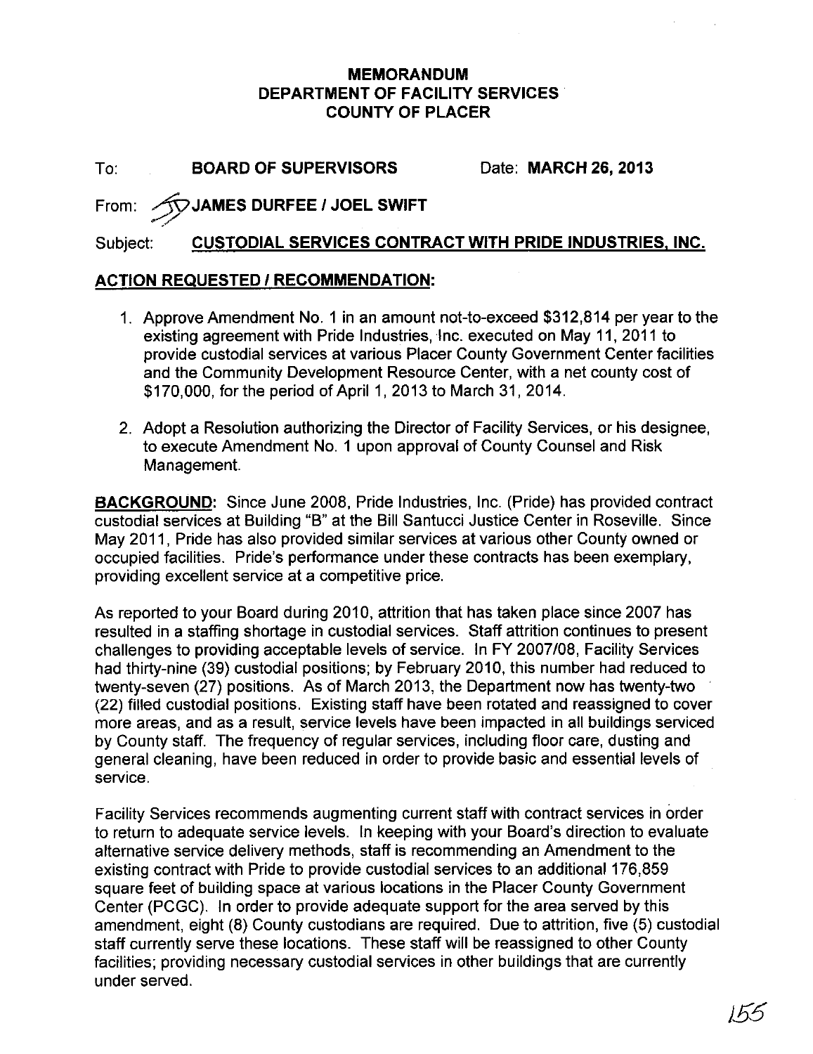**MEMORANDUM**
**DEPARTMENT OF FACILITY SERVICES**
**COUNTY OF PLACER**

To: **BOARD OF SUPERVISORS** Date: **MARCH 26, 2013**

From: **JAMES DURFEE / JOEL SWIFT**

Subject: **CUSTODIAL SERVICES CONTRACT WITH PRIDE INDUSTRIES, INC.**

## ACTION REQUESTED / RECOMMENDATION:

1. Approve Amendment No. 1 in an amount not-to-exceed $312,814 per year to the existing agreement with Pride Industries, Inc. executed on May 11, 2011 to provide custodial services at various Placer County Government Center facilities and the Community Development Resource Center, with a net county cost of $170,000, for the period of April 1, 2013 to March 31, 2014.

2. Adopt a Resolution authorizing the Director of Facility Services, or his designee, to execute Amendment No. 1 upon approval of County Counsel and Risk Management.

**BACKGROUND:** Since June 2008, Pride Industries, Inc. (Pride) has provided contract custodial services at Building "B" at the Bill Santucci Justice Center in Roseville. Since May 2011, Pride has also provided similar services at various other County owned or occupied facilities. Pride's performance under these contracts has been exemplary, providing excellent service at a competitive price.

As reported to your Board during 2010, attrition that has taken place since 2007 has resulted in a staffing shortage in custodial services. Staff attrition continues to present challenges to providing acceptable levels of service. In FY 2007/08, Facility Services had thirty-nine (39) custodial positions; by February 2010, this number had reduced to twenty-seven (27) positions. As of March 2013, the Department now has twenty-two (22) filled custodial positions. Existing staff have been rotated and reassigned to cover more areas, and as a result, service levels have been impacted in all buildings serviced by County staff. The frequency of regular services, including floor care, dusting and general cleaning, have been reduced in order to provide basic and essential levels of service.

Facility Services recommends augmenting current staff with contract services in order to return to adequate service levels. In keeping with your Board's direction to evaluate alternative service delivery methods, staff is recommending an Amendment to the existing contract with Pride to provide custodial services to an additional 176,859 square feet of building space at various locations in the Placer County Government Center (PCGC). In order to provide adequate support for the area served by this amendment, eight (8) County custodians are required. Due to attrition, five (5) custodial staff currently serve these locations. These staff will be reassigned to other County facilities; providing necessary custodial services in other buildings that are currently under served.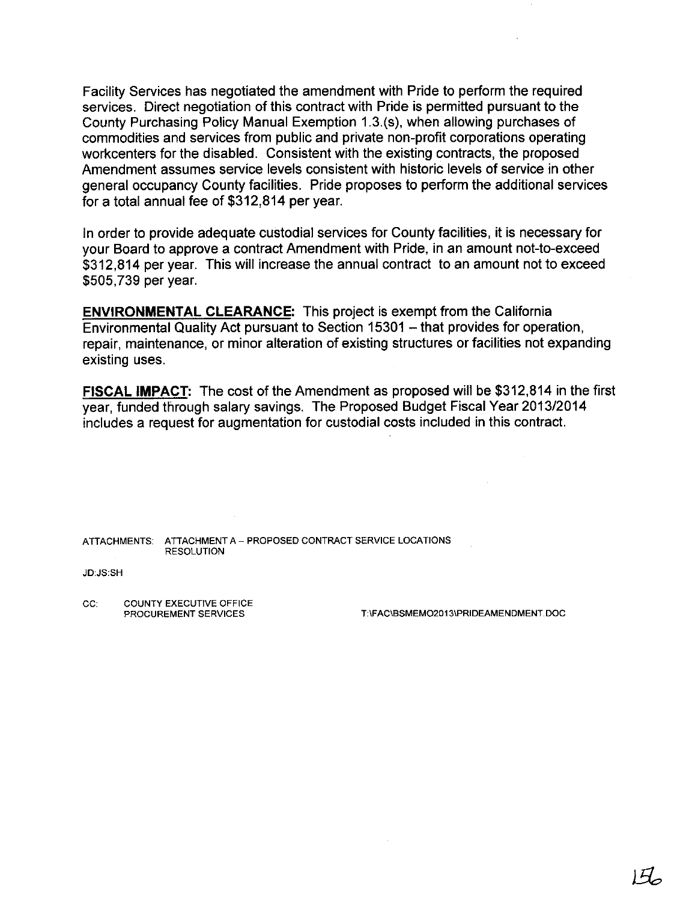Facility Services has negotiated the amendment with Pride to perform the required services. Direct negotiation of this contract with Pride is permitted pursuant to the County Purchasing Policy Manual Exemption 1.3.(s), when allowing purchases of commodities and services from public and private non-profit corporations operating workcenters for the disabled. Consistent with the existing contracts, the proposed Amendment assumes service levels consistent with historic levels of service in other general occupancy County facilities. Pride proposes to perform the additional services for a total annual fee of $312,814 per year.

In order to provide adequate custodial services for County facilities, it is necessary for your Board to approve a contract Amendment with Pride, in an amount not-to-exceed $312,814 per year. This will increase the annual contract to an amount not to exceed $505,739 per year.

**ENVIRONMENTAL CLEARANCE:** This project is exempt from the California Environmental Quality Act pursuant to Section 15301 – that provides for operation, repair, maintenance, or minor alteration of existing structures or facilities not expanding existing uses.

**FISCAL IMPACT:** The cost of the Amendment as proposed will be $312,814 in the first year, funded through salary savings. The Proposed Budget Fiscal Year 2013/2014 includes a request for augmentation for custodial costs included in this contract.

ATTACHMENTS: ATTACHMENT A – PROPOSED CONTRACT SERVICE LOCATIONS
RESOLUTION

JD:JS:SH

CC: COUNTY EXECUTIVE OFFICE
PROCUREMENT SERVICES

T:\FAC\BSMEMO2013\PRIDEAMENDMENT.DOC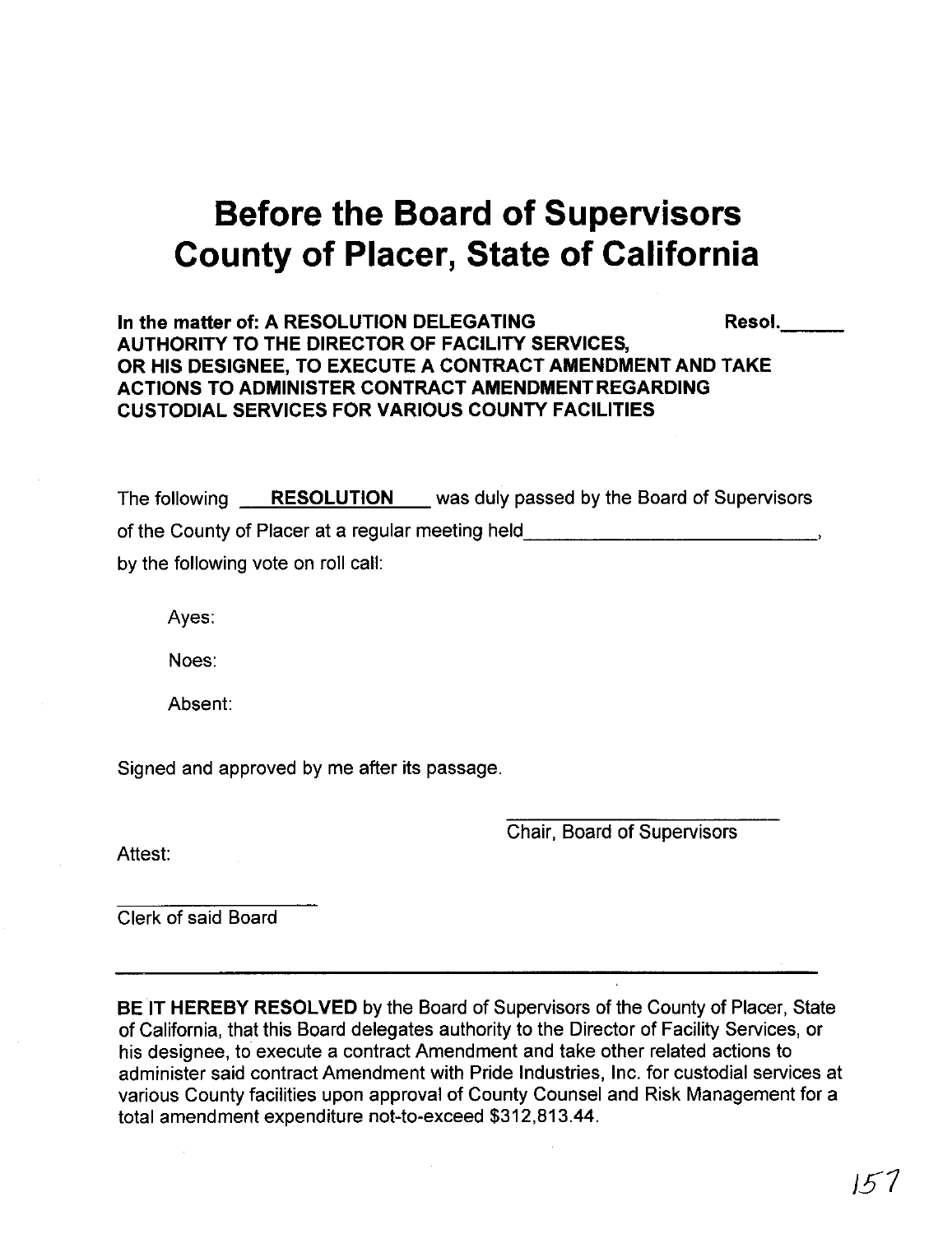# Before the Board of Supervisors County of Placer, State of California

**In the matter of: A RESOLUTION DELEGATING AUTHORITY TO THE DIRECTOR OF FACILITY SERVICES, OR HIS DESIGNEE, TO EXECUTE A CONTRACT AMENDMENT AND TAKE ACTIONS TO ADMINISTER CONTRACT AMENDMENT REGARDING CUSTODIAL SERVICES FOR VARIOUS COUNTY FACILITIES**

**Resol.\_\_\_\_\_\_**

The following **RESOLUTION** was duly passed by the Board of Supervisors of the County of Placer at a regular meeting held\_\_\_\_\_\_\_\_\_\_\_\_\_\_\_\_\_\_\_\_\_\_\_\_\_\_\_\_,

by the following vote on roll call:

Ayes:

Noes:

Absent:

Signed and approved by me after its passage.

\_\_\_\_\_\_\_\_\_\_\_\_\_\_\_\_\_\_\_\_\_\_\_\_\_\_\_\_

Chair, Board of Supervisors

Attest:

\_\_\_\_\_\_\_\_\_\_\_\_\_\_\_\_\_\_\_\_

Clerk of said Board

---

**BE IT HEREBY RESOLVED** by the Board of Supervisors of the County of Placer, State of California, that this Board delegates authority to the Director of Facility Services, or his designee, to execute a contract Amendment and take other related actions to administer said contract Amendment with Pride Industries, Inc. for custodial services at various County facilities upon approval of County Counsel and Risk Management for a total amendment expenditure not-to-exceed $312,813.44.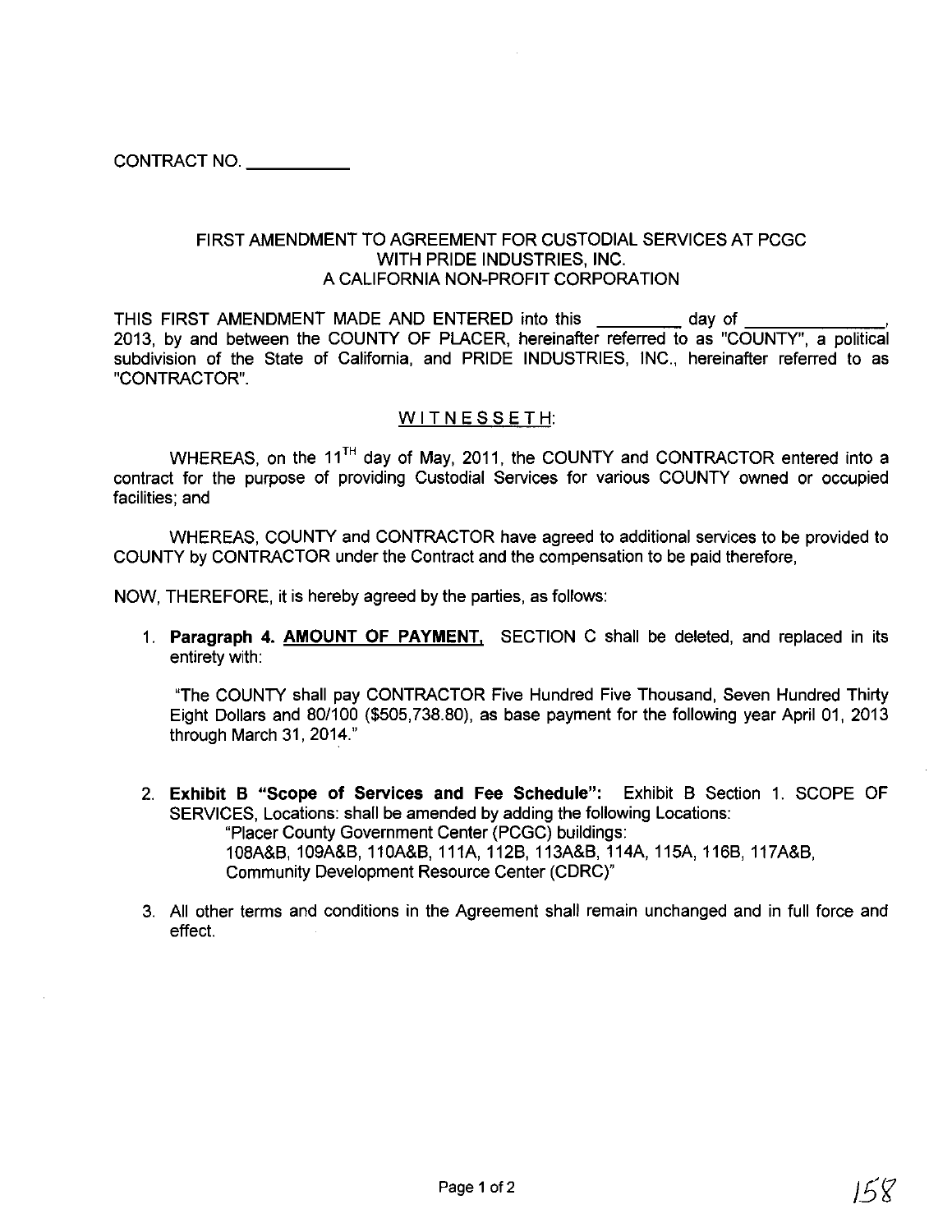CONTRACT NO. ___________

FIRST AMENDMENT TO AGREEMENT FOR CUSTODIAL SERVICES AT PCGC
WITH PRIDE INDUSTRIES, INC.
A CALIFORNIA NON-PROFIT CORPORATION

THIS FIRST AMENDMENT MADE AND ENTERED into this _________ day of _______________, 2013, by and between the COUNTY OF PLACER, hereinafter referred to as "COUNTY", a political subdivision of the State of California, and PRIDE INDUSTRIES, INC., hereinafter referred to as "CONTRACTOR".

WITNESSETH:

WHEREAS, on the 11[TH] day of May, 2011, the COUNTY and CONTRACTOR entered into a contract for the purpose of providing Custodial Services for various COUNTY owned or occupied facilities; and

WHEREAS, COUNTY and CONTRACTOR have agreed to additional services to be provided to COUNTY by CONTRACTOR under the Contract and the compensation to be paid therefore,

NOW, THEREFORE, it is hereby agreed by the parties, as follows:

1. **Paragraph 4. AMOUNT OF PAYMENT,** SECTION C shall be deleted, and replaced in its entirety with:

   "The COUNTY shall pay CONTRACTOR Five Hundred Five Thousand, Seven Hundred Thirty Eight Dollars and 80/100 ($505,738.80), as base payment for the following year April 01, 2013 through March 31, 2014."

2. **Exhibit B "Scope of Services and Fee Schedule":** Exhibit B Section 1. SCOPE OF SERVICES, Locations: shall be amended by adding the following Locations:
   "Placer County Government Center (PCGC) buildings:
   108A&B, 109A&B, 110A&B, 111A, 112B, 113A&B, 114A, 115A, 116B, 117A&B,
   Community Development Resource Center (CDRC)"

3. All other terms and conditions in the Agreement shall remain unchanged and in full force and effect.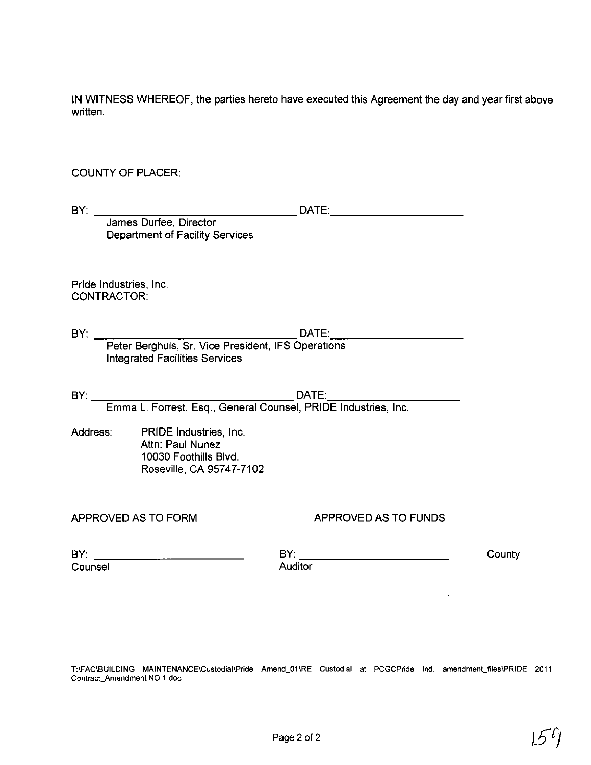IN WITNESS WHEREOF, the parties hereto have executed this Agreement the day and year first above written.

COUNTY OF PLACER:

BY: _______________________________ DATE: ____________________
James Durfee, Director
Department of Facility Services

Pride Industries, Inc.
CONTRACTOR:

BY: _______________________________ DATE: ____________________
Peter Berghuis, Sr. Vice President, IFS Operations
Integrated Facilities Services

BY: _______________________________ DATE: ____________________
Emma L. Forrest, Esq., General Counsel, PRIDE Industries, Inc.

Address: PRIDE Industries, Inc.
Attn: Paul Nunez
10030 Foothills Blvd.
Roseville, CA 95747-7102

APPROVED AS TO FORM

BY: ____________________
Counsel

APPROVED AS TO FUNDS

BY: ____________________ County
Auditor

T:\FAC\BUILDING MAINTENANCE\Custodial\Pride Amend_01\RE Custodial at PCGCPride Ind. amendment_files\PRIDE 2011 Contract_Amendment NO 1.doc

159